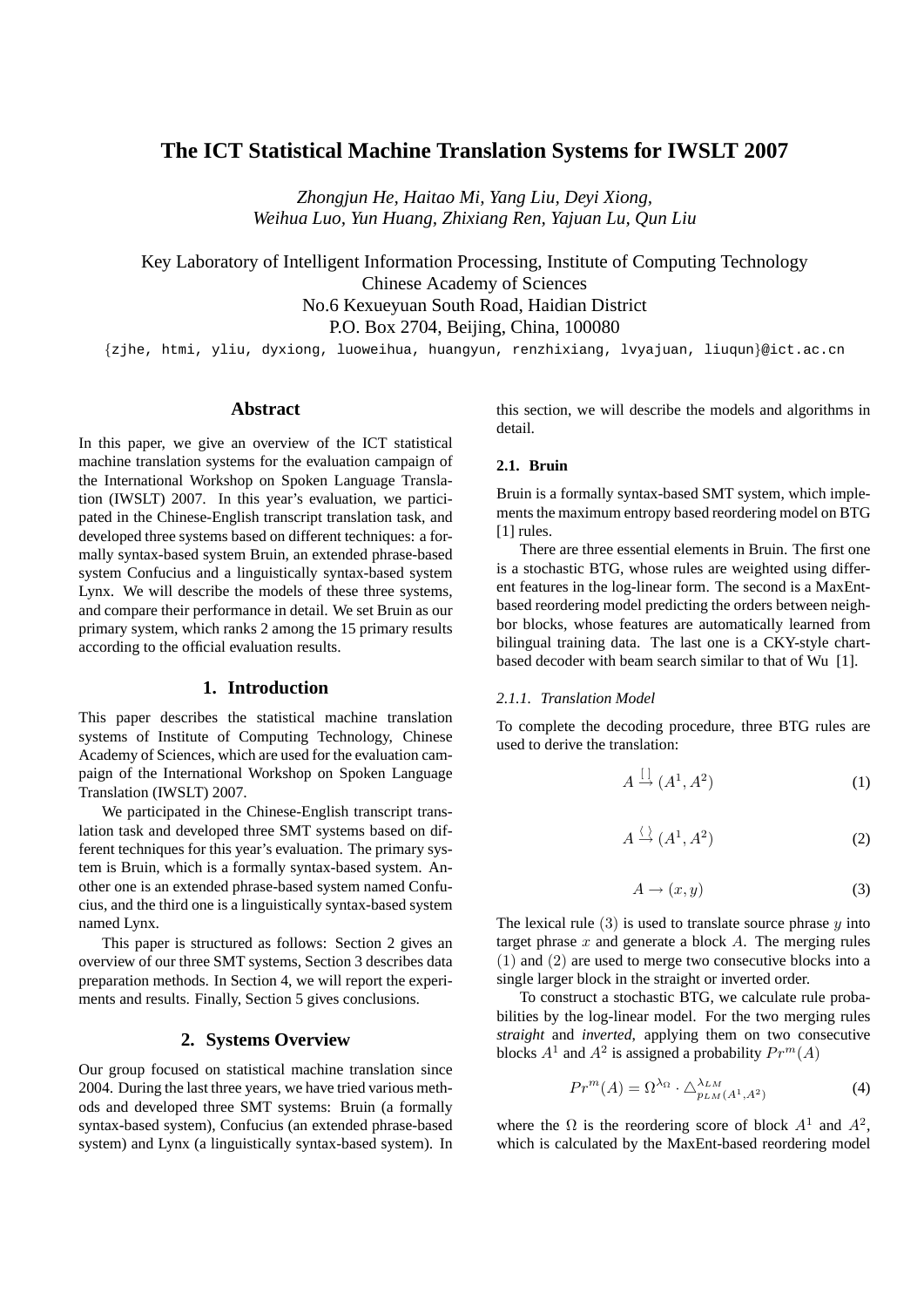# The ICT Statistical Machine Translation Systems for IWSLT 2007

*Zhongjun He, Haitao Mi, Yang Liu, Deyi Xiong,*
*Weihua Luo, Yun Huang, Zhixiang Ren, Yajuan Lu, Qun Liu*

Key Laboratory of Intelligent Information Processing, Institute of Computing Technology
Chinese Academy of Sciences
No.6 Kexueyuan South Road, Haidian District
P.O. Box 2704, Beijing, China, 100080

{zjhe, htmi, yliu, dyxiong, luoweihua, huangyun, renzhixiang, lvyajuan, liuqun}@ict.ac.cn

## Abstract

In this paper, we give an overview of the ICT statistical machine translation systems for the evaluation campaign of the International Workshop on Spoken Language Translation (IWSLT) 2007. In this year's evaluation, we participated in the Chinese-English transcript translation task, and developed three systems based on different techniques: a formally syntax-based system Bruin, an extended phrase-based system Confucius and a linguistically syntax-based system Lynx. We will describe the models of these three systems, and compare their performance in detail. We set Bruin as our primary system, which ranks 2 among the 15 primary results according to the official evaluation results.

## 1. Introduction

This paper describes the statistical machine translation systems of Institute of Computing Technology, Chinese Academy of Sciences, which are used for the evaluation campaign of the International Workshop on Spoken Language Translation (IWSLT) 2007.

We participated in the Chinese-English transcript translation task and developed three SMT systems based on different techniques for this year's evaluation. The primary system is Bruin, which is a formally syntax-based system. Another one is an extended phrase-based system named Confucius, and the third one is a linguistically syntax-based system named Lynx.

This paper is structured as follows: Section 2 gives an overview of our three SMT systems, Section 3 describes data preparation methods. In Section 4, we will report the experiments and results. Finally, Section 5 gives conclusions.

## 2. Systems Overview

Our group focused on statistical machine translation since 2004. During the last three years, we have tried various methods and developed three SMT systems: Bruin (a formally syntax-based system), Confucius (an extended phrase-based system) and Lynx (a linguistically syntax-based system). In this section, we will describe the models and algorithms in detail.

### 2.1. Bruin

Bruin is a formally syntax-based SMT system, which implements the maximum entropy based reordering model on BTG [1] rules.

There are three essential elements in Bruin. The first one is a stochastic BTG, whose rules are weighted using different features in the log-linear form. The second is a MaxEnt-based reordering model predicting the orders between neighbor blocks, whose features are automatically learned from bilingual training data. The last one is a CKY-style chart-based decoder with beam search similar to that of Wu [1].

#### 2.1.1. Translation Model

To complete the decoding procedure, three BTG rules are used to derive the translation:

$$A \xrightarrow{[\,]} (A^1, A^2) \tag{1}$$

$$A \xrightarrow{\langle\,\rangle} (A^1, A^2) \tag{2}$$

$$A \rightarrow (x, y) \tag{3}$$

The lexical rule $(3)$ is used to translate source phrase $y$ into target phrase $x$ and generate a block $A$. The merging rules $(1)$ and $(2)$ are used to merge two consecutive blocks into a single larger block in the straight or inverted order.

To construct a stochastic BTG, we calculate rule probabilities by the log-linear model. For the two merging rules *straight* and *inverted*, applying them on two consecutive blocks $A^1$ and $A^2$ is assigned a probability $Pr^m(A)$

$$Pr^m(A) = \Omega^{\lambda_\Omega} \cdot \triangle^{\lambda_{LM}}_{p_{LM}(A^1,A^2)} \tag{4}$$

where the $\Omega$ is the reordering score of block $A^1$ and $A^2$, which is calculated by the MaxEnt-based reordering model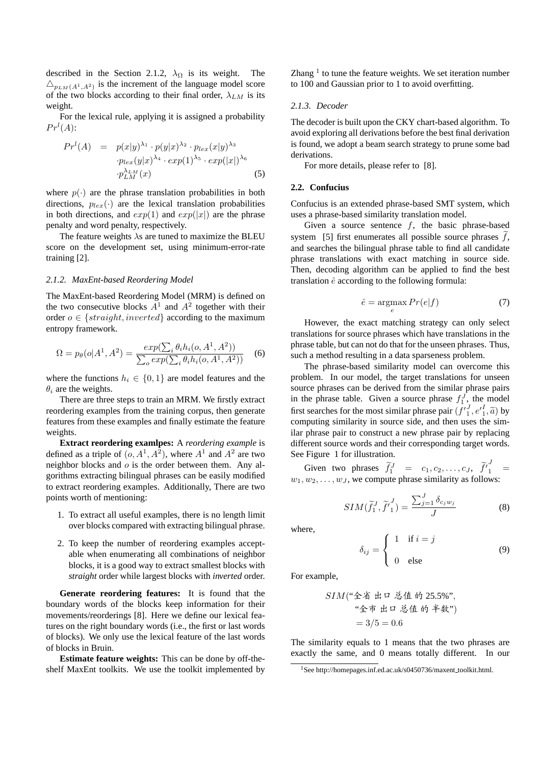described in the Section 2.1.2, $\lambda_\Omega$ is its weight. The $\triangle_{p_{LM}(A^1,A^2)}$ is the increment of the language model score of the two blocks according to their final order, $\lambda_{LM}$ is its weight.

For the lexical rule, applying it is assigned a probability $Pr^l(A)$:

$$
\begin{aligned}
Pr^l(A) &= p(x|y)^{\lambda_1} \cdot p(y|x)^{\lambda_2} \cdot p_{lex}(x|y)^{\lambda_3} \\
&\quad \cdot p_{lex}(y|x)^{\lambda_4} \cdot exp(1)^{\lambda_5} \cdot exp(|x|)^{\lambda_6} \\
&\quad \cdot p_{LM}^{\lambda_{LM}}(x)
\end{aligned} \tag{5}
$$

where $p(\cdot)$ are the phrase translation probabilities in both directions, $p_{lex}(\cdot)$ are the lexical translation probabilities in both directions, and $exp(1)$ and $exp(|x|)$ are the phrase penalty and word penalty, respectively.

The feature weights $\lambda$s are tuned to maximize the BLEU score on the development set, using minimum-error-rate training [2].

### *2.1.2. MaxEnt-based Reordering Model*

The MaxEnt-based Reordering Model (MRM) is defined on the two consecutive blocks $A^1$ and $A^2$ together with their order $o \in \{straight, inverted\}$ according to the maximum entropy framework.

$$
\Omega = p_\theta(o|A^1, A^2) = \frac{exp(\sum_i \theta_i h_i(o, A^1, A^2))}{\sum_o exp(\sum_i \theta_i h_i(o, A^1, A^2))} \tag{6}
$$

where the functions $h_i \in \{0, 1\}$ are model features and the $\theta_i$ are the weights.

There are three steps to train an MRM. We firstly extract reordering examples from the training corpus, then generate features from these examples and finally estimate the feature weights.

**Extract reordering examlpes:** A *reordering example* is defined as a triple of $(o, A^1, A^2)$, where $A^1$ and $A^2$ are two neighbor blocks and $o$ is the order between them. Any algorithms extracting bilingual phrases can be easily modified to extract reordering examples. Additionally, There are two points worth of mentioning:

1. To extract all useful examples, there is no length limit over blocks compared with extracting bilingual phrase.
2. To keep the number of reordering examples acceptable when enumerating all combinations of neighbor blocks, it is a good way to extract smallest blocks with *straight* order while largest blocks with *inverted* order.

**Generate reordering features:** It is found that the boundary words of the blocks keep information for their movements/reorderings [8]. Here we define our lexical features on the right boundary words (i.e., the first or last words of blocks). We only use the lexical feature of the last words of blocks in Bruin.

**Estimate feature weights:** This can be done by off-the-shelf MaxEnt toolkits. We use the toolkit implemented by Zhang [1] to tune the feature weights. We set iteration number to 100 and Gaussian prior to 1 to avoid overfitting.

### *2.1.3. Decoder*

The decoder is built upon the CKY chart-based algorithm. To avoid exploring all derivations before the best final derivation is found, we adopt a beam search strategy to prune some bad derivations.

For more details, please refer to [8].

## 2.2. Confucius

Confucius is an extended phrase-based SMT system, which uses a phrase-based similarity translation model.

Given a source sentence $f$, the basic phrase-based system [5] first enumerates all possible source phrases $\widetilde{f}$, and searches the bilingual phrase table to find all candidate phrase translations with exact matching in source side. Then, decoding algorithm can be applied to find the best translation $\hat{e}$ according to the following formula:

$$
\hat{e} = \operatorname*{argmax}_e Pr(e|f) \tag{7}
$$

However, the exact matching strategy can only select translations for source phrases which have translations in the phrase table, but can not do that for the unseen phrases. Thus, such a method resulting in a data sparseness problem.

The phrase-based similarity model can overcome this problem. In our model, the target translations for unseen source phrases can be derived from the similar phrase pairs in the phrase table. Given a source phrase $f_1^J$, the model first searches for the most similar phrase pair $(f'^J_1, e'^I_1, \widetilde{a})$ by computing similarity in source side, and then uses the similar phrase pair to construct a new phrase pair by replacing different source words and their corresponding target words. See Figure 1 for illustration.

Given two phrases $\widetilde{f}_1^J = c_1, c_2, \ldots, c_J$, $\widetilde{f'}_1^J = w_1, w_2, \ldots, w_J$, we compute phrase similarity as follows:

$$
SIM(\widetilde{f}_1^J, \widetilde{f'}_1^J) = \frac{\sum_{j=1}^J \delta_{c_j w_j}}{J} \tag{8}
$$

where,

$$
\delta_{ij} = \begin{cases} 1 & \text{if } i = j \\ 0 & \text{else} \end{cases} \tag{9}
$$

For example,

$$
\begin{aligned}
SIM(&\text{“全省 出口 总值 的 25.5\%”}, \\
&\text{“全市 出口 总值 的 半数”}) \\
&= 3/5 = 0.6
\end{aligned}
$$

The similarity equals to 1 means that the two phrases are exactly the same, and 0 means totally different. In our

[1] See http://homepages.inf.ed.ac.uk/s0450736/maxent_toolkit.html.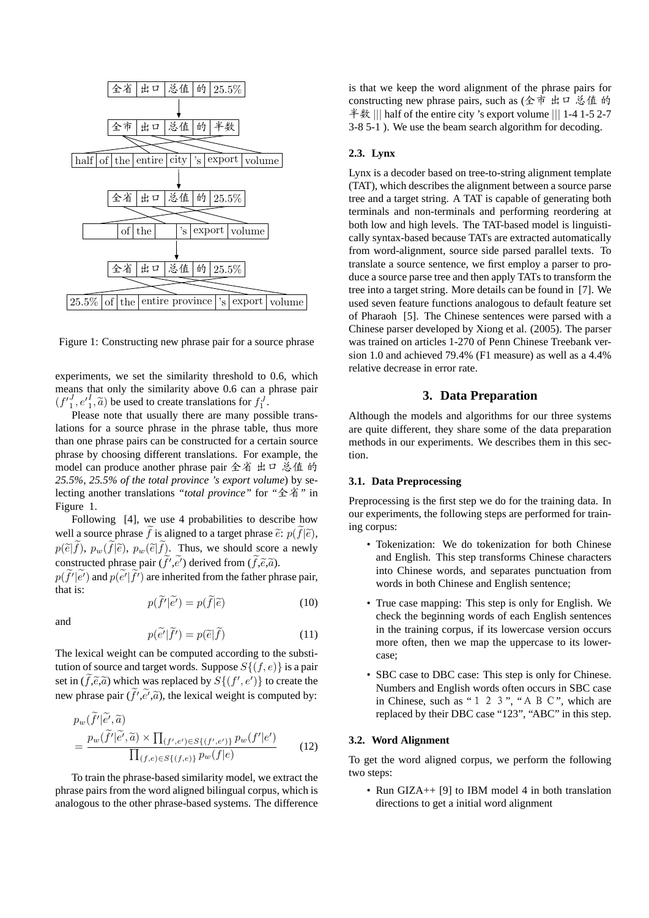Figure 1: Constructing new phrase pair for a source phrase

experiments, we set the similarity threshold to 0.6, which means that only the similarity above 0.6 can a phrase pair $(f'^J_1, e'^I_1, \widetilde{a})$ be used to create translations for $f^J_1$.

Please note that usually there are many possible translations for a source phrase in the phrase table, thus more than one phrase pairs can be constructed for a certain source phrase by choosing different translations. For example, the model can produce another phrase pair 全省 出口 总值 的 *25.5%*, *25.5% of the total province 's export volume*) by selecting another translations *"total province"* for *"*全省*"* in Figure 1.

Following [4], we use 4 probabilities to describe how well a source phrase $\widetilde{f}$ is aligned to a target phrase $\widetilde{e}$: $p(\widetilde{f}|\widetilde{e})$, $p(\widetilde{e}|\widetilde{f})$, $p_w(\widetilde{f}|\widetilde{e})$, $p_w(\widetilde{e}|\widetilde{f})$. Thus, we should score a newly constructed phrase pair $(\widetilde{f'},\widetilde{e'})$ derived from $(\widetilde{f},\widetilde{e},\widetilde{a})$.

$p(\widetilde{f'}|\widetilde{e'})$ and $p(\widetilde{e'}|\widetilde{f'})$ are inherited from the father phrase pair, that is:

$$p(\widetilde{f'}|\widetilde{e'}) = p(\widetilde{f}|\widetilde{e}) \tag{10}$$

and

$$p(\widetilde{e'}|\widetilde{f'}) = p(\widetilde{e}|\widetilde{f}) \tag{11}$$

The lexical weight can be computed according to the substitution of source and target words. Suppose $S\{(f,e)\}$ is a pair set in $(\widetilde{f},\widetilde{e},\widetilde{a})$ which was replaced by $S\{(f',e')\}$ to create the new phrase pair $(\widetilde{f'},\widetilde{e'},\widetilde{a})$, the lexical weight is computed by:

$$\begin{aligned} & p_w(\widetilde{f'}|\widetilde{e'},\widetilde{a}) \\ &= \frac{p_w(\widetilde{f'}|\widetilde{e'},\widetilde{a}) \times \prod_{(f',e')\in S\{(f',e')\}} p_w(f'|e')}{\prod_{(f,e)\in S\{(f,e)\}} p_w(f|e)} \end{aligned} \tag{12}$$

To train the phrase-based similarity model, we extract the phrase pairs from the word aligned bilingual corpus, which is analogous to the other phrase-based systems. The difference is that we keep the word alignment of the phrase pairs for constructing new phrase pairs, such as (全市 出口 总值 的 半数 ||| half of the entire city 's export volume ||| 1-4 1-5 2-7 3-8 5-1 ). We use the beam search algorithm for decoding.

### 2.3. Lynx

Lynx is a decoder based on tree-to-string alignment template (TAT), which describes the alignment between a source parse tree and a target string. A TAT is capable of generating both terminals and non-terminals and performing reordering at both low and high levels. The TAT-based model is linguistically syntax-based because TATs are extracted automatically from word-alignment, source side parsed parallel texts. To translate a source sentence, we first employ a parser to produce a source parse tree and then apply TATs to transform the tree into a target string. More details can be found in [7]. We used seven feature functions analogous to default feature set of Pharaoh [5]. The Chinese sentences were parsed with a Chinese parser developed by Xiong et al. (2005). The parser was trained on articles 1-270 of Penn Chinese Treebank version 1.0 and achieved 79.4% (F1 measure) as well as a 4.4% relative decrease in error rate.

## 3. Data Preparation

Although the models and algorithms for our three systems are quite different, they share some of the data preparation methods in our experiments. We describes them in this section.

### 3.1. Data Preprocessing

Preprocessing is the first step we do for the training data. In our experiments, the following steps are performed for training corpus:

- Tokenization: We do tokenization for both Chinese and English. This step transforms Chinese characters into Chinese words, and separates punctuation from words in both Chinese and English sentence;
- True case mapping: This step is only for English. We check the beginning words of each English sentences in the training corpus, if its lowercase version occurs more often, then we map the uppercase to its lowercase;
- SBC case to DBC case: This step is only for Chinese. Numbers and English words often occurs in SBC case in Chinese, such as "１２３", "ＡＢＣ", which are replaced by their DBC case "123", "ABC" in this step.

### 3.2. Word Alignment

To get the word aligned corpus, we perform the following two steps:

- Run GIZA++ [9] to IBM model 4 in both translation directions to get a initial word alignment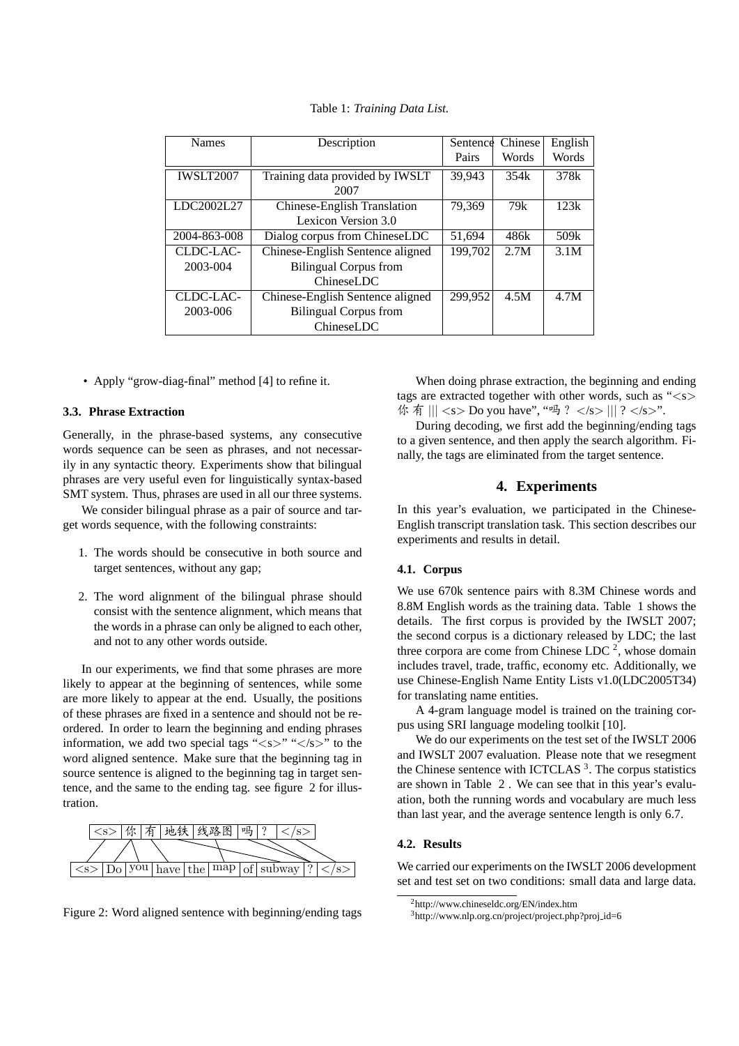Table 1: *Training Data List.*

| Names | Description | Sentence Pairs | Chinese Words | English Words |
|---|---|---|---|---|
| IWSLT2007 | Training data provided by IWSLT 2007 | 39,943 | 354k | 378k |
| LDC2002L27 | Chinese-English Translation Lexicon Version 3.0 | 79,369 | 79k | 123k |
| 2004-863-008 | Dialog corpus from ChineseLDC | 51,694 | 486k | 509k |
| CLDC-LAC-2003-004 | Chinese-English Sentence aligned Bilingual Corpus from ChineseLDC | 199,702 | 2.7M | 3.1M |
| CLDC-LAC-2003-006 | Chinese-English Sentence aligned Bilingual Corpus from ChineseLDC | 299,952 | 4.5M | 4.7M |

- Apply "grow-diag-final" method [4] to refine it.

### 3.3. Phrase Extraction

Generally, in the phrase-based systems, any consecutive words sequence can be seen as phrases, and not necessarily in any syntactic theory. Experiments show that bilingual phrases are very useful even for linguistically syntax-based SMT system. Thus, phrases are used in all our three systems.

We consider bilingual phrase as a pair of source and target words sequence, with the following constraints:

1. The words should be consecutive in both source and target sentences, without any gap;
2. The word alignment of the bilingual phrase should consist with the sentence alignment, which means that the words in a phrase can only be aligned to each other, and not to any other words outside.

In our experiments, we find that some phrases are more likely to appear at the beginning of sentences, while some are more likely to appear at the end. Usually, the positions of these phrases are fixed in a sentence and should not be reordered. In order to learn the beginning and ending phrases information, we add two special tags "<s>" "</s>" to the word aligned sentence. Make sure that the beginning tag in source sentence is aligned to the beginning tag in target sentence, and the same to the ending tag. see figure 2 for illustration.

<s> | 你 | 有 | 地铁 | 线路图 | 吗 | ？ | </s>

<s> | Do | you | have | the | map | of | subway | ? | </s>

Figure 2: Word aligned sentence with beginning/ending tags

When doing phrase extraction, the beginning and ending tags are extracted together with other words, such as "<s> 你 有 ||| <s> Do you have", "吗 ？ </s> ||| ? </s>".

During decoding, we first add the beginning/ending tags to a given sentence, and then apply the search algorithm. Finally, the tags are eliminated from the target sentence.

## 4. Experiments

In this year's evaluation, we participated in the Chinese-English transcript translation task. This section describes our experiments and results in detail.

### 4.1. Corpus

We use 670k sentence pairs with 8.3M Chinese words and 8.8M English words as the training data. Table 1 shows the details. The first corpus is provided by the IWSLT 2007; the second corpus is a dictionary released by LDC; the last three corpora are come from Chinese LDC [2], whose domain includes travel, trade, traffic, economy etc. Additionally, we use Chinese-English Name Entity Lists v1.0(LDC2005T34) for translating name entities.

A 4-gram language model is trained on the training corpus using SRI language modeling toolkit [10].

We do our experiments on the test set of the IWSLT 2006 and IWSLT 2007 evaluation. Please note that we resegment the Chinese sentence with ICTCLAS [3]. The corpus statistics are shown in Table 2 . We can see that in this year's evaluation, both the running words and vocabulary are much less than last year, and the average sentence length is only 6.7.

### 4.2. Results

We carried our experiments on the IWSLT 2006 development set and test set on two conditions: small data and large data.

[2] http://www.chineseldc.org/EN/index.htm

[3] http://www.nlp.org.cn/project/project.php?proj_id=6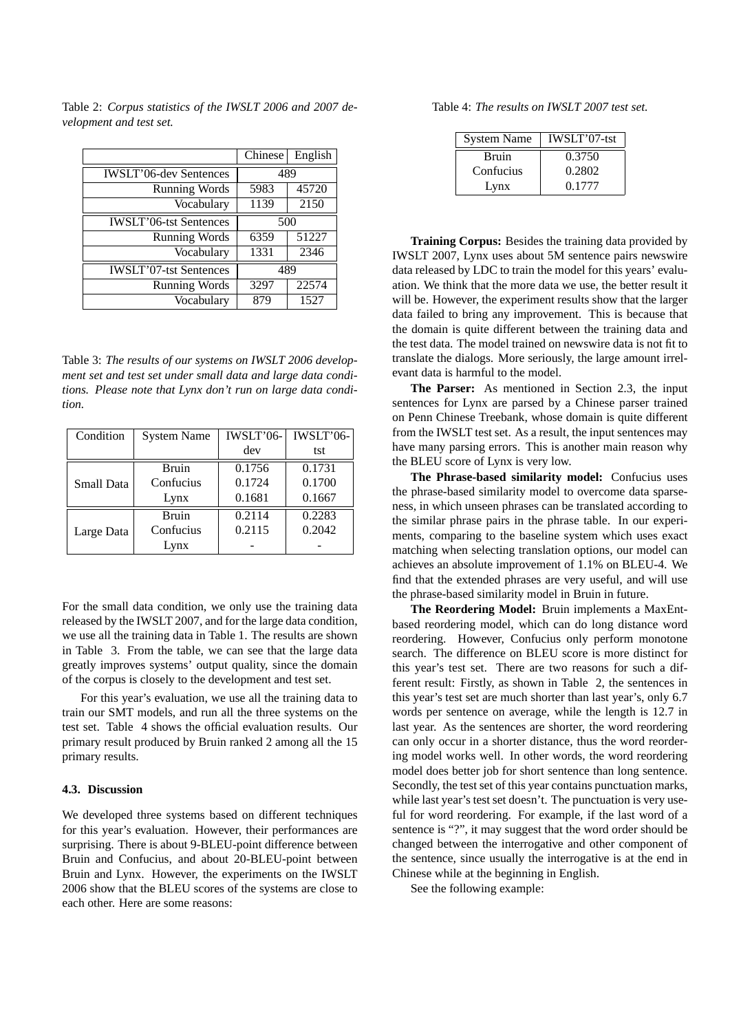Table 2: *Corpus statistics of the IWSLT 2006 and 2007 development and test set.*

| | Chinese | English |
|---|---|---|
| IWSLT'06-dev Sentences | 489 | |
| Running Words | 5983 | 45720 |
| Vocabulary | 1139 | 2150 |
| IWSLT'06-tst Sentences | 500 | |
| Running Words | 6359 | 51227 |
| Vocabulary | 1331 | 2346 |
| IWSLT'07-tst Sentences | 489 | |
| Running Words | 3297 | 22574 |
| Vocabulary | 879 | 1527 |

Table 3: *The results of our systems on IWSLT 2006 development set and test set under small data and large data conditions. Please note that Lynx don't run on large data condition.*

| Condition | System Name | IWSLT'06-dev | IWSLT'06-tst |
|---|---|---|---|
| Small Data | Bruin | 0.1756 | 0.1731 |
| | Confucius | 0.1724 | 0.1700 |
| | Lynx | 0.1681 | 0.1667 |
| Large Data | Bruin | 0.2114 | 0.2283 |
| | Confucius | 0.2115 | 0.2042 |
| | Lynx | - | - |

For the small data condition, we only use the training data released by the IWSLT 2007, and for the large data condition, we use all the training data in Table 1. The results are shown in Table 3. From the table, we can see that the large data greatly improves systems' output quality, since the domain of the corpus is closely to the development and test set.

For this year's evaluation, we use all the training data to train our SMT models, and run all the three systems on the test set. Table 4 shows the official evaluation results. Our primary result produced by Bruin ranked 2 among all the 15 primary results.

### 4.3. Discussion

We developed three systems based on different techniques for this year's evaluation. However, their performances are surprising. There is about 9-BLEU-point difference between Bruin and Confucius, and about 20-BLEU-point between Bruin and Lynx. However, the experiments on the IWSLT 2006 show that the BLEU scores of the systems are close to each other. Here are some reasons:

Table 4: *The results on IWSLT 2007 test set.*

| System Name | IWSLT'07-tst |
|---|---|
| Bruin | 0.3750 |
| Confucius | 0.2802 |
| Lynx | 0.1777 |

**Training Corpus:** Besides the training data provided by IWSLT 2007, Lynx uses about 5M sentence pairs newswire data released by LDC to train the model for this years' evaluation. We think that the more data we use, the better result it will be. However, the experiment results show that the larger data failed to bring any improvement. This is because that the domain is quite different between the training data and the test data. The model trained on newswire data is not fit to translate the dialogs. More seriously, the large amount irrelevant data is harmful to the model.

**The Parser:** As mentioned in Section 2.3, the input sentences for Lynx are parsed by a Chinese parser trained on Penn Chinese Treebank, whose domain is quite different from the IWSLT test set. As a result, the input sentences may have many parsing errors. This is another main reason why the BLEU score of Lynx is very low.

**The Phrase-based similarity model:** Confucius uses the phrase-based similarity model to overcome data sparseness, in which unseen phrases can be translated according to the similar phrase pairs in the phrase table. In our experiments, comparing to the baseline system which uses exact matching when selecting translation options, our model can achieves an absolute improvement of 1.1% on BLEU-4. We find that the extended phrases are very useful, and will use the phrase-based similarity model in Bruin in future.

**The Reordering Model:** Bruin implements a MaxEnt-based reordering model, which can do long distance word reordering. However, Confucius only perform monotone search. The difference on BLEU score is more distinct for this year's test set. There are two reasons for such a different result: Firstly, as shown in Table 2, the sentences in this year's test set are much shorter than last year's, only 6.7 words per sentence on average, while the length is 12.7 in last year. As the sentences are shorter, the word reordering can only occur in a shorter distance, thus the word reordering model works well. In other words, the word reordering model does better job for short sentence than long sentence. Secondly, the test set of this year contains punctuation marks, while last year's test set doesn't. The punctuation is very useful for word reordering. For example, if the last word of a sentence is "?", it may suggest that the word order should be changed between the interrogative and other component of the sentence, since usually the interrogative is at the end in Chinese while at the beginning in English.

See the following example: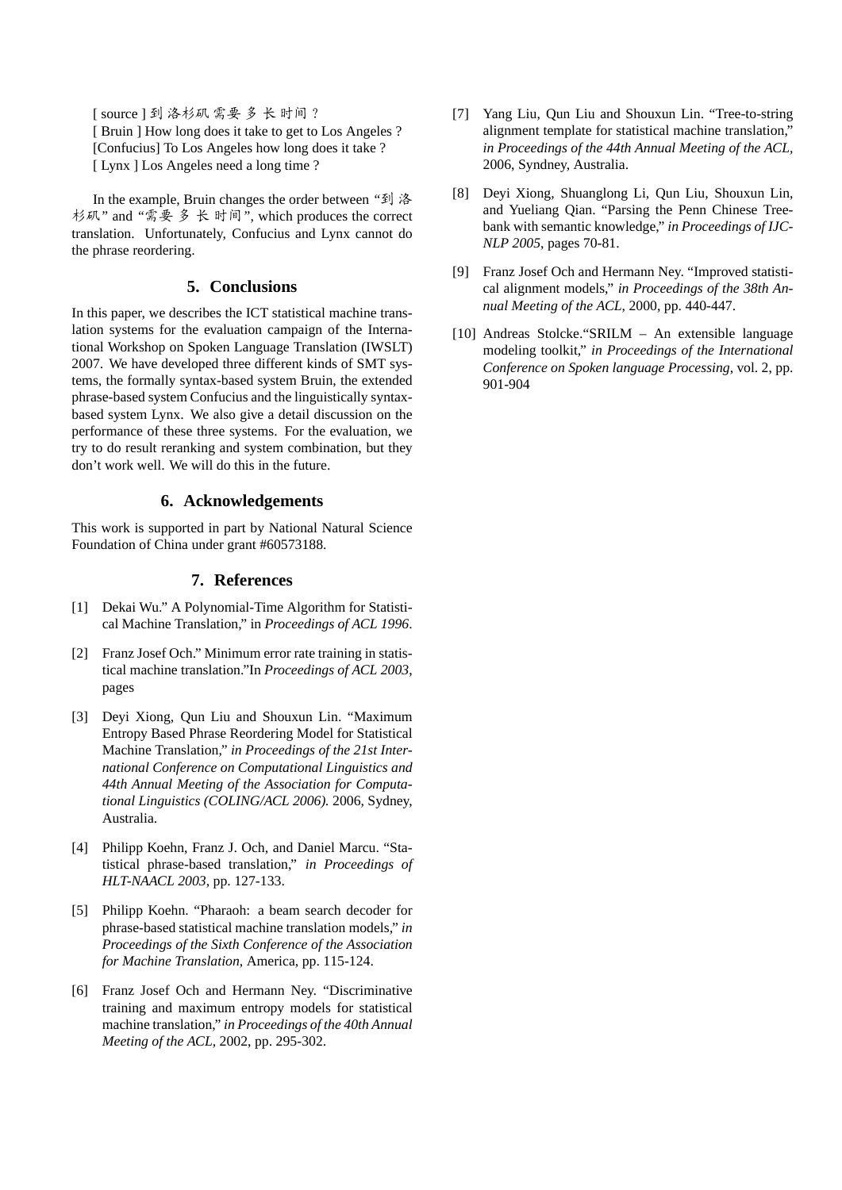[ source ] 到 洛杉矶 需要 多 长 时间 ?
[ Bruin ] How long does it take to get to Los Angeles ?
[Confucius] To Los Angeles how long does it take ?
[ Lynx ] Los Angeles need a long time ?

In the example, Bruin changes the order between "到 洛杉矶" and "需要 多 长 时间", which produces the correct translation. Unfortunately, Confucius and Lynx cannot do the phrase reordering.

## 5. Conclusions

In this paper, we describes the ICT statistical machine translation systems for the evaluation campaign of the International Workshop on Spoken Language Translation (IWSLT) 2007. We have developed three different kinds of SMT systems, the formally syntax-based system Bruin, the extended phrase-based system Confucius and the linguistically syntax-based system Lynx. We also give a detail discussion on the performance of these three systems. For the evaluation, we try to do result reranking and system combination, but they don't work well. We will do this in the future.

## 6. Acknowledgements

This work is supported in part by National Natural Science Foundation of China under grant #60573188.

## 7. References

[1] Dekai Wu." A Polynomial-Time Algorithm for Statistical Machine Translation," in *Proceedings of ACL 1996*.

[2] Franz Josef Och." Minimum error rate training in statistical machine translation."In *Proceedings of ACL 2003*, pages

[3] Deyi Xiong, Qun Liu and Shouxun Lin. "Maximum Entropy Based Phrase Reordering Model for Statistical Machine Translation," *in Proceedings of the 21st International Conference on Computational Linguistics and 44th Annual Meeting of the Association for Computational Linguistics (COLING/ACL 2006).* 2006, Sydney, Australia.

[4] Philipp Koehn, Franz J. Och, and Daniel Marcu. "Statistical phrase-based translation," *in Proceedings of HLT-NAACL 2003*, pp. 127-133.

[5] Philipp Koehn. "Pharaoh: a beam search decoder for phrase-based statistical machine translation models," *in Proceedings of the Sixth Conference of the Association for Machine Translation*, America, pp. 115-124.

[6] Franz Josef Och and Hermann Ney. "Discriminative training and maximum entropy models for statistical machine translation," *in Proceedings of the 40th Annual Meeting of the ACL*, 2002, pp. 295-302.

[7] Yang Liu, Qun Liu and Shouxun Lin. "Tree-to-string alignment template for statistical machine translation," *in Proceedings of the 44th Annual Meeting of the ACL*, 2006, Syndney, Australia.

[8] Deyi Xiong, Shuanglong Li, Qun Liu, Shouxun Lin, and Yueliang Qian. "Parsing the Penn Chinese Treebank with semantic knowledge," *in Proceedings of IJCNLP 2005*, pages 70-81.

[9] Franz Josef Och and Hermann Ney. "Improved statistical alignment models," *in Proceedings of the 38th Annual Meeting of the ACL*, 2000, pp. 440-447.

[10] Andreas Stolcke."SRILM – An extensible language modeling toolkit," *in Proceedings of the International Conference on Spoken language Processing*, vol. 2, pp. 901-904